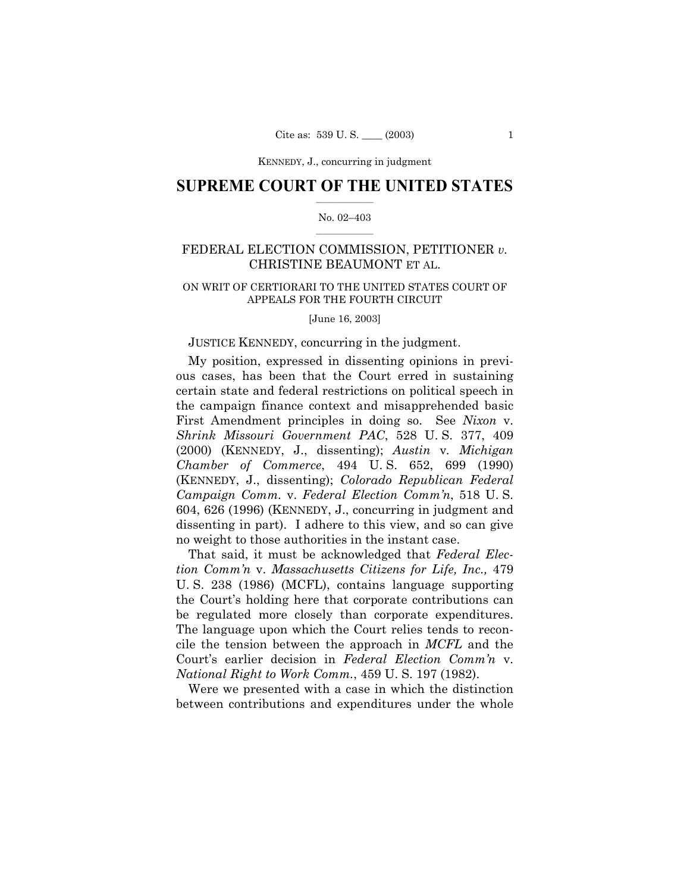# SUPREME COURT OF THE UNITED STATES

No. 02–403

FEDERAL ELECTION COMMISSION, PETITIONER *v.* CHRISTINE BEAUMONT ET AL.

ON WRIT OF CERTIORARI TO THE UNITED STATES COURT OF APPEALS FOR THE FOURTH CIRCUIT

[June 16, 2003]

JUSTICE KENNEDY, concurring in the judgment.

My position, expressed in dissenting opinions in previous cases, has been that the Court erred in sustaining certain state and federal restrictions on political speech in the campaign finance context and misapprehended basic First Amendment principles in doing so. See *Nixon* v. *Shrink Missouri Government PAC*, 528 U. S. 377, 409 (2000) (KENNEDY, J., dissenting); *Austin* v. *Michigan Chamber of Commerce*, 494 U. S. 652, 699 (1990) (KENNEDY, J., dissenting); *Colorado Republican Federal Campaign Comm.* v. *Federal Election Comm'n*, 518 U. S. 604, 626 (1996) (KENNEDY, J., concurring in judgment and dissenting in part). I adhere to this view, and so can give no weight to those authorities in the instant case.

That said, it must be acknowledged that *Federal Election Comm'n* v. *Massachusetts Citizens for Life, Inc.,* 479 U. S. 238 (1986) (MCFL), contains language supporting the Court's holding here that corporate contributions can be regulated more closely than corporate expenditures. The language upon which the Court relies tends to reconcile the tension between the approach in *MCFL* and the Court's earlier decision in *Federal Election Comm'n* v. *National Right to Work Comm.*, 459 U. S. 197 (1982).

Were we presented with a case in which the distinction between contributions and expenditures under the whole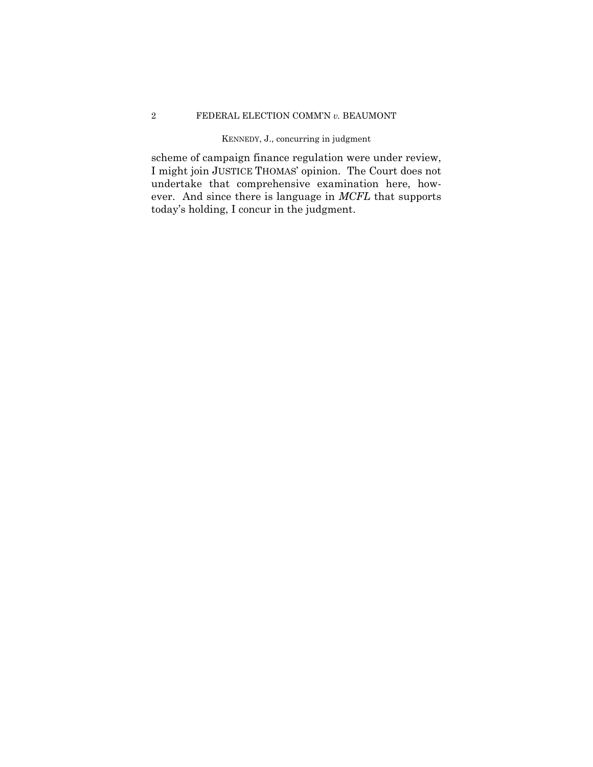scheme of campaign finance regulation were under review, I might join JUSTICE THOMAS' opinion. The Court does not undertake that comprehensive examination here, however. And since there is language in *MCFL* that supports today's holding, I concur in the judgment.